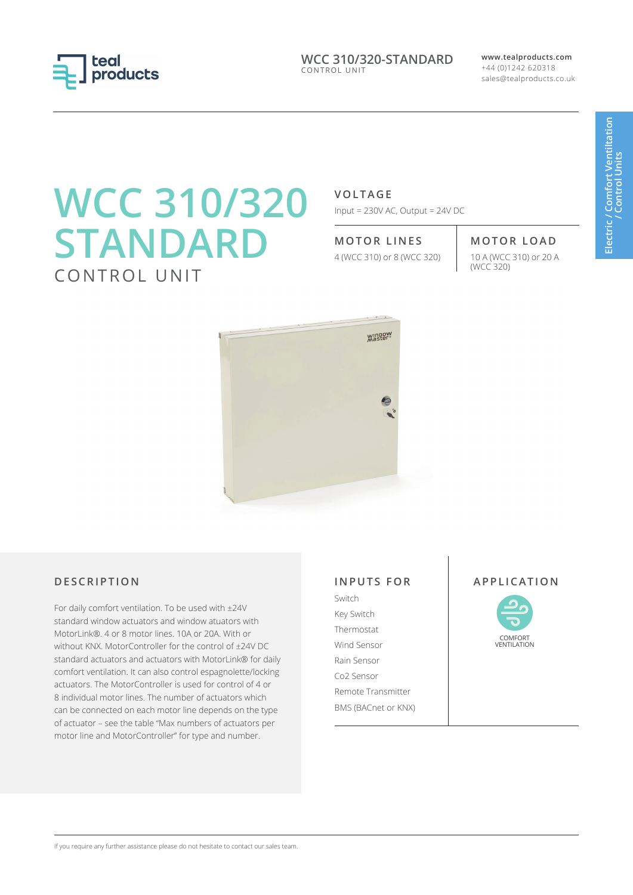# WCC 310/320 STANDARD

CONTROL UNIT

### VOLTAGE

Input = 230V AC, Output = 24V DC

### MOTOR LINES

4 (WCC 310) or 8 (WCC 320)

### MOTOR LOAD

10 A (WCC 310) or 20 A (WCC 320)

## DESCRIPTION

For daily comfort ventilation. To be used with ±24V standard window actuators and window atuators with MotorLink®. 4 or 8 motor lines. 10A or 20A. With or without KNX. MotorController for the control of ±24V DC standard actuators and actuators with MotorLink® for daily comfort ventilation. It can also control espagnolette/locking actuators. The MotorController is used for control of 4 or 8 individual motor lines. The number of actuators which can be connected on each motor line depends on the type of actuator – see the table "Max numbers of actuators per motor line and MotorController" for type and number.

## INPUTS FOR

- Switch
- Key Switch
- Thermostat
- Wind Sensor
- Rain Sensor
- Co2 Sensor
- Remote Transmitter
- BMS (BACnet or KNX)

## APPLICATION

COMFORT VENTILATION

If you require any further assistance please do not hesitate to contact our sales team.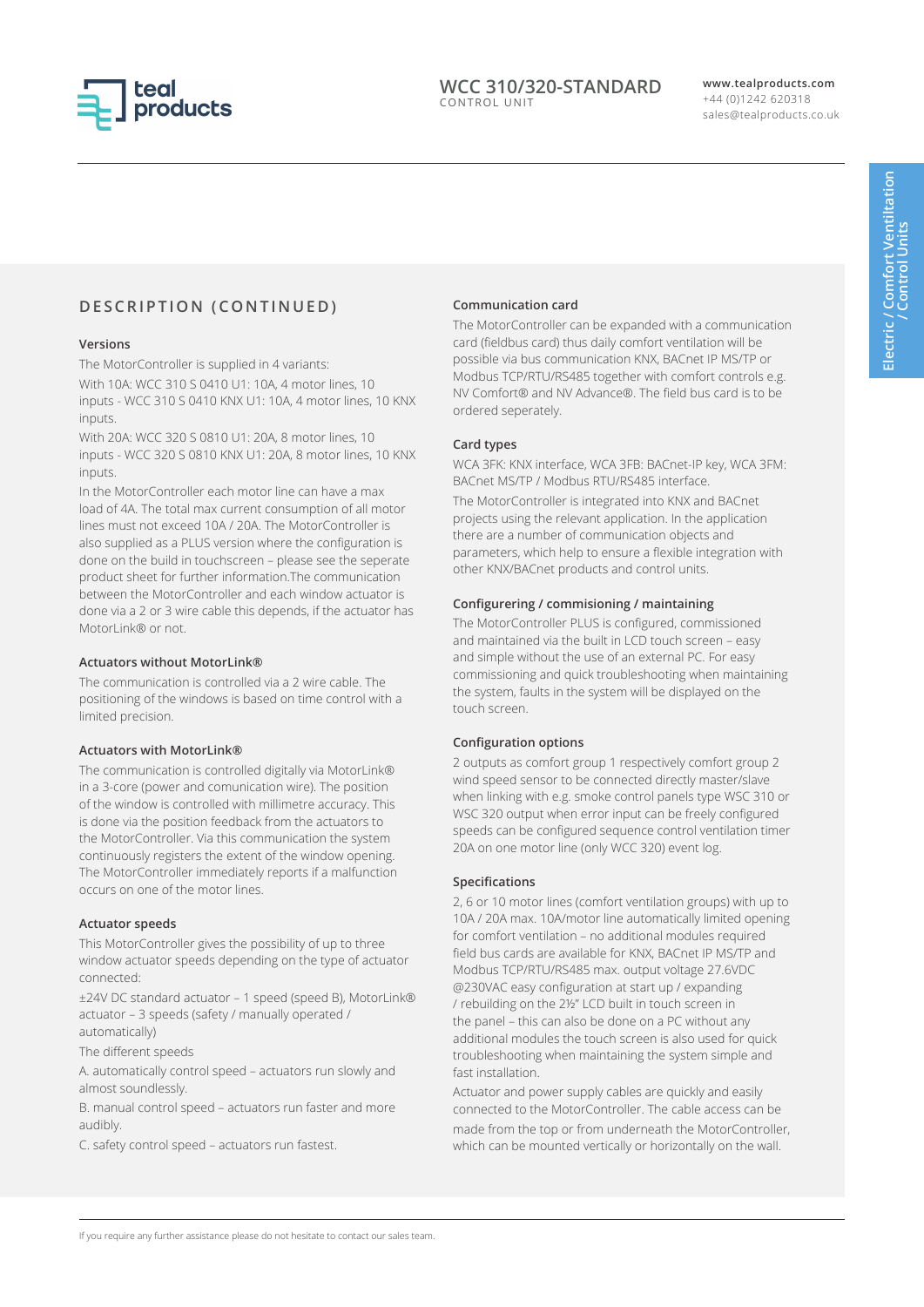## DESCRIPTION (CONTINUED)

### Versions

The MotorController is supplied in 4 variants:

With 10A: WCC 310 S 0410 U1: 10A, 4 motor lines, 10 inputs - WCC 310 S 0410 KNX U1: 10A, 4 motor lines, 10 KNX inputs.

With 20A: WCC 320 S 0810 U1: 20A, 8 motor lines, 10 inputs - WCC 320 S 0810 KNX U1: 20A, 8 motor lines, 10 KNX inputs.

In the MotorController each motor line can have a max load of 4A. The total max current consumption of all motor lines must not exceed 10A / 20A. The MotorController is also supplied as a PLUS version where the configuration is done on the build in touchscreen – please see the seperate product sheet for further information.The communication between the MotorController and each window actuator is done via a 2 or 3 wire cable this depends, if the actuator has MotorLink® or not.

### Actuators without MotorLink®

The communication is controlled via a 2 wire cable. The positioning of the windows is based on time control with a limited precision.

### Actuators with MotorLink®

The communication is controlled digitally via MotorLink® in a 3-core (power and comunication wire). The position of the window is controlled with millimetre accuracy. This is done via the position feedback from the actuators to the MotorController. Via this communication the system continuously registers the extent of the window opening. The MotorController immediately reports if a malfunction occurs on one of the motor lines.

### Actuator speeds

This MotorController gives the possibility of up to three window actuator speeds depending on the type of actuator connected:

±24V DC standard actuator – 1 speed (speed B), MotorLink® actuator – 3 speeds (safety / manually operated / automatically)

The different speeds

A. automatically control speed – actuators run slowly and almost soundlessly.

B. manual control speed – actuators run faster and more audibly.

C. safety control speed – actuators run fastest.

### Communication card

The MotorController can be expanded with a communication card (fieldbus card) thus daily comfort ventilation will be possible via bus communication KNX, BACnet IP MS/TP or Modbus TCP/RTU/RS485 together with comfort controls e.g. NV Comfort® and NV Advance®. The field bus card is to be ordered seperately.

### Card types

WCA 3FK: KNX interface, WCA 3FB: BACnet-IP key, WCA 3FM: BACnet MS/TP / Modbus RTU/RS485 interface.

The MotorController is integrated into KNX and BACnet projects using the relevant application. In the application there are a number of communication objects and parameters, which help to ensure a flexible integration with other KNX/BACnet products and control units.

### Configurering / commisioning / maintaining

The MotorController PLUS is configured, commissioned and maintained via the built in LCD touch screen – easy and simple without the use of an external PC. For easy commissioning and quick troubleshooting when maintaining the system, faults in the system will be displayed on the touch screen.

### Configuration options

2 outputs as comfort group 1 respectively comfort group 2 wind speed sensor to be connected directly master/slave when linking with e.g. smoke control panels type WSC 310 or WSC 320 output when error input can be freely configured speeds can be configured sequence control ventilation timer 20A on one motor line (only WCC 320) event log.

### Specifications

2, 6 or 10 motor lines (comfort ventilation groups) with up to 10A / 20A max. 10A/motor line automatically limited opening for comfort ventilation – no additional modules required field bus cards are available for KNX, BACnet IP MS/TP and Modbus TCP/RTU/RS485 max. output voltage 27.6VDC @230VAC easy configuration at start up / expanding / rebuilding on the 2½" LCD built in touch screen in the panel – this can also be done on a PC without any additional modules the touch screen is also used for quick troubleshooting when maintaining the system simple and fast installation.

Actuator and power supply cables are quickly and easily connected to the MotorController. The cable access can be made from the top or from underneath the MotorController, which can be mounted vertically or horizontally on the wall.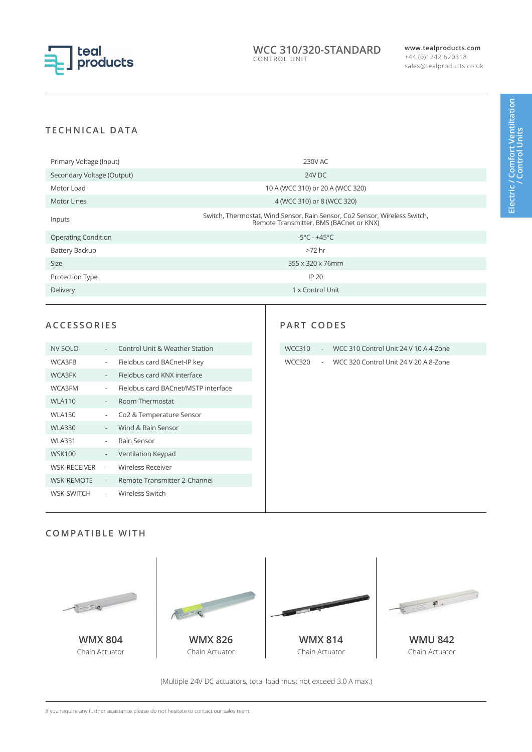# WCC 310/320-STANDARD

CONTROL UNIT

www.tealproducts.com
+44 (0)1242 620318
sales@tealproducts.co.uk

Electric / Comfort Ventiltation / Control Units

## TECHNICAL DATA

| | |
|---|---|
| Primary Voltage (Input) | 230V AC |
| Secondary Voltage (Output) | 24V DC |
| Motor Load | 10 A (WCC 310) or 20 A (WCC 320) |
| Motor Lines | 4 (WCC 310) or 8 (WCC 320) |
| Inputs | Switch, Thermostat, Wind Sensor, Rain Sensor, Co2 Sensor, Wireless Switch, Remote Transmitter, BMS (BACnet or KNX) |
| Operating Condition | -5°C - +45°C |
| Battery Backup | >72 hr |
| Size | 355 x 320 x 76mm |
| Protection Type | IP 20 |
| Delivery | 1 x Control Unit |

## ACCESSORIES

| | | |
|---|---|---|
| NV SOLO | - | Control Unit & Weather Station |
| WCA3FB | - | Fieldbus card BACnet-IP key |
| WCA3FK | - | Fieldbus card KNX interface |
| WCA3FM | - | Fieldbus card BACnet/MSTP interface |
| WLA110 | - | Room Thermostat |
| WLA150 | - | Co2 & Temperature Sensor |
| WLA330 | - | Wind & Rain Sensor |
| WLA331 | - | Rain Sensor |
| WSK100 | - | Ventilation Keypad |
| WSK-RECEIVER | - | Wireless Receiver |
| WSK-REMOTE | - | Remote Transmitter 2-Channel |
| WSK-SWITCH | - | Wireless Switch |

## PART CODES

| | | |
|---|---|---|
| WCC310 | - | WCC 310 Control Unit 24 V 10 A 4-Zone |
| WCC320 | - | WCC 320 Control Unit 24 V 20 A 8-Zone |

## COMPATIBLE WITH

**WMX 804**
Chain Actuator

**WMX 826**
Chain Actuator

**WMX 814**
Chain Actuator

**WMU 842**
Chain Actuator

(Multiple 24V DC actuators, total load must not exceed 3.0 A max.)

If you require any further assistance please do not hesitate to contact our sales team.